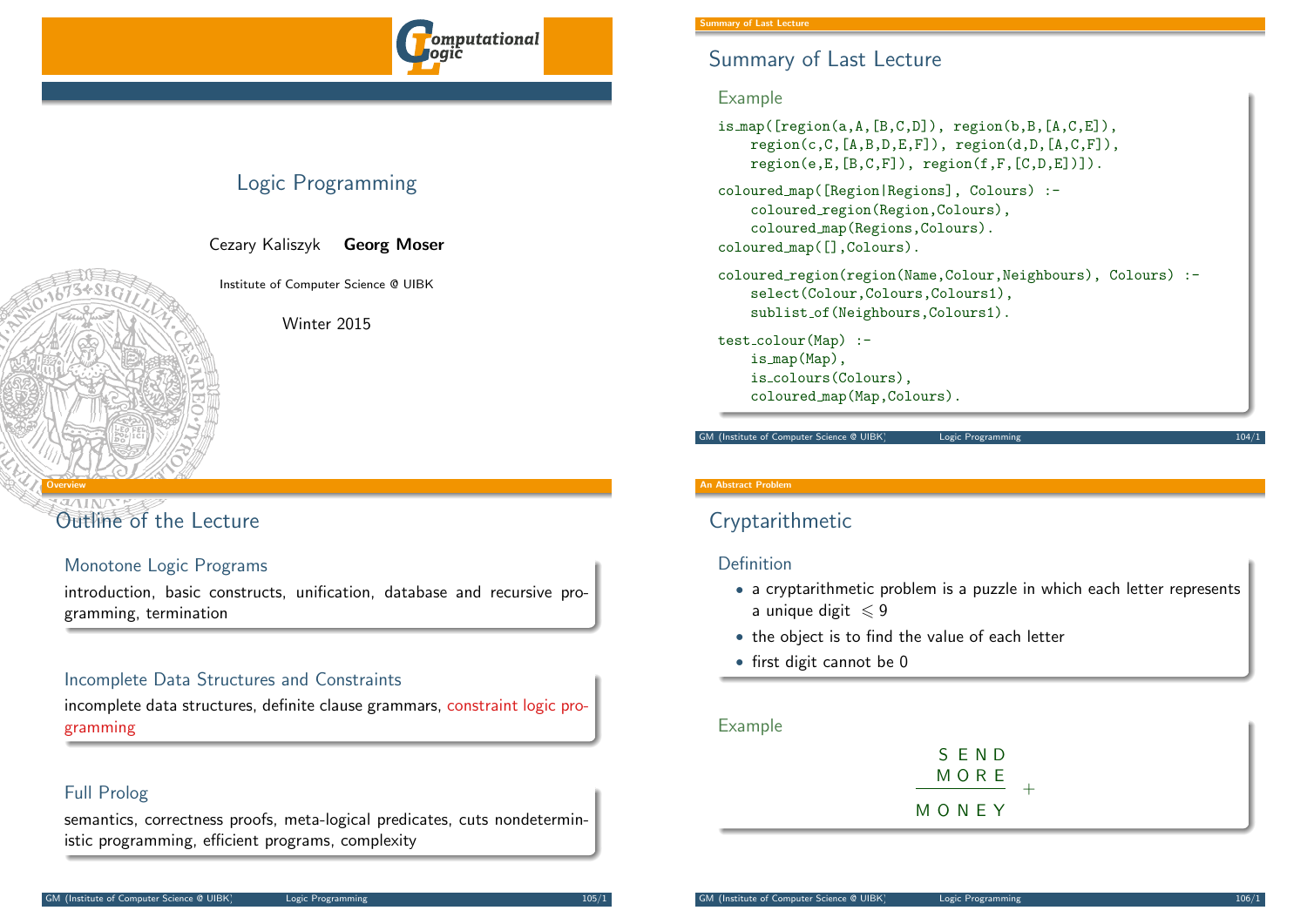# Logic Programming

Cezary Kaliszyk **Georg Moser**

Institute of Computer Science @ UIBK

Winter 2015

## Summary of Last Lecture

### Example

```
is_map([region(a,A,[B,C,D]), region(b,B,[A,C,E]),
    region(c,C,[A,B,D,E,F]), region(d,D,[A,C,F]),
    region(e,E,[B,C,F]), region(f,F,[C,D,E])]).

coloured_map([Region|Regions], Colours) :-
    coloured_region(Region,Colours),
    coloured_map(Regions,Colours).
coloured_map([],Colours).

coloured_region(region(Name,Colour,Neighbours), Colours) :-
    select(Colour,Colours,Colours1),
    sublist_of(Neighbours,Colours1).

test_colour(Map) :-
    is_map(Map),
    is_colours(Colours),
    coloured_map(Map,Colours).
```

## Outline of the Lecture

### Monotone Logic Programs

introduction, basic constructs, unification, database and recursive programming, termination

### Incomplete Data Structures and Constraints

incomplete data structures, definite clause grammars, constraint logic programming

### Full Prolog

semantics, correctness proofs, meta-logical predicates, cuts nondeterministic programming, efficient programs, complexity

## Cryptarithmetic

### Definition

- a cryptarithmetic problem is a puzzle in which each letter represents a unique digit $\leqslant 9$
- the object is to find the value of each letter
- first digit cannot be 0

### Example

```
   S E N D
   M O R E  +
 ---------
 M O N E Y
```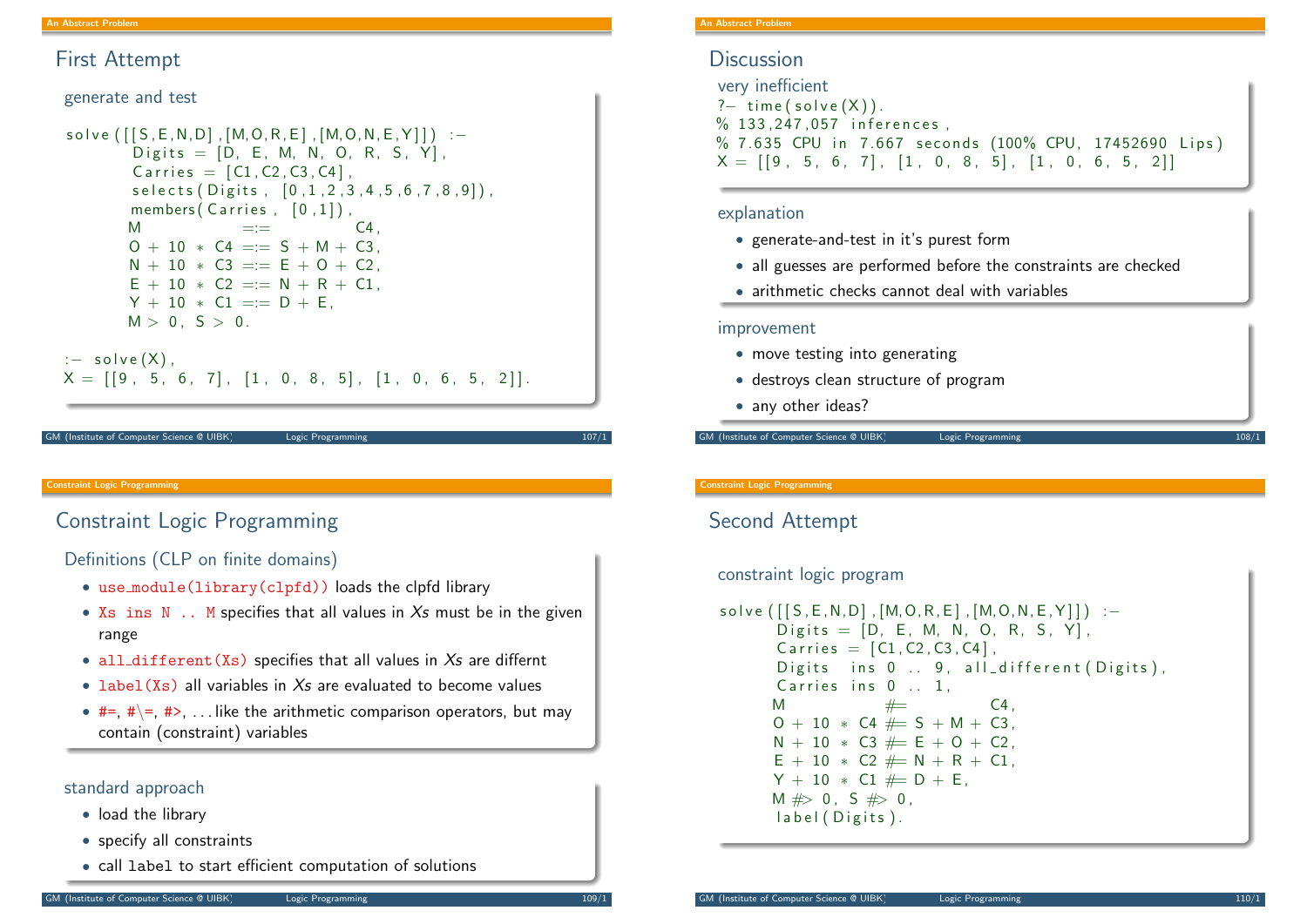## First Attempt

### generate and test

```
solve([[S,E,N,D],[M,O,R,E],[M,O,N,E,Y]]) :-
       Digits = [D, E, M, N, O, R, S, Y],
       Carries = [C1,C2,C3,C4],
       selects(Digits, [0,1,2,3,4,5,6,7,8,9]),
       members(Carries, [0,1]),
       M              =:=          C4,
       O + 10 * C4 =:= S + M + C3,
       N + 10 * C3 =:= E + O + C2,
       E + 10 * C2 =:= N + R + C1,
       Y + 10 * C1 =:= D + E,
       M > 0, S > 0.

:- solve(X),
X = [[9, 5, 6, 7], [1, 0, 8, 5], [1, 0, 6, 5, 2]].
```

## Discussion

### very inefficient

```
?- time(solve(X)).
% 133,247,057 inferences,
% 7.635 CPU in 7.667 seconds (100% CPU, 17452690 Lips)
X = [[9, 5, 6, 7], [1, 0, 8, 5], [1, 0, 6, 5, 2]]
```

### explanation

- generate-and-test in it's purest form
- all guesses are performed before the constraints are checked
- arithmetic checks cannot deal with variables

### improvement

- move testing into generating
- destroys clean structure of program
- any other ideas?

## Constraint Logic Programming

### Definitions (CLP on finite domains)

- `use_module(library(clpfd))` loads the clpfd library
- `Xs ins N .. M` specifies that all values in *Xs* must be in the given range
- `all_different(Xs)` specifies that all values in *Xs* are differnt
- `label(Xs)` all variables in *Xs* are evaluated to become values
- `#=`, `#\=`, `#>`, ... like the arithmetic comparison operators, but may contain (constraint) variables

### standard approach

- load the library
- specify all constraints
- call `label` to start efficient computation of solutions

## Second Attempt

### constraint logic program

```
solve([[S,E,N,D],[M,O,R,E],[M,O,N,E,Y]]) :-
       Digits = [D, E, M, N, O, R, S, Y],
       Carries = [C1,C2,C3,C4],
       Digits ins 0 .. 9, all_different(Digits),
       Carries ins 0 .. 1,
       M              #=          C4,
       O + 10 * C4 #= S + M + C3,
       N + 10 * C3 #= E + O + C2,
       E + 10 * C2 #= N + R + C1,
       Y + 10 * C1 #= D + E,
       M #> 0, S #> 0,
       label(Digits).
```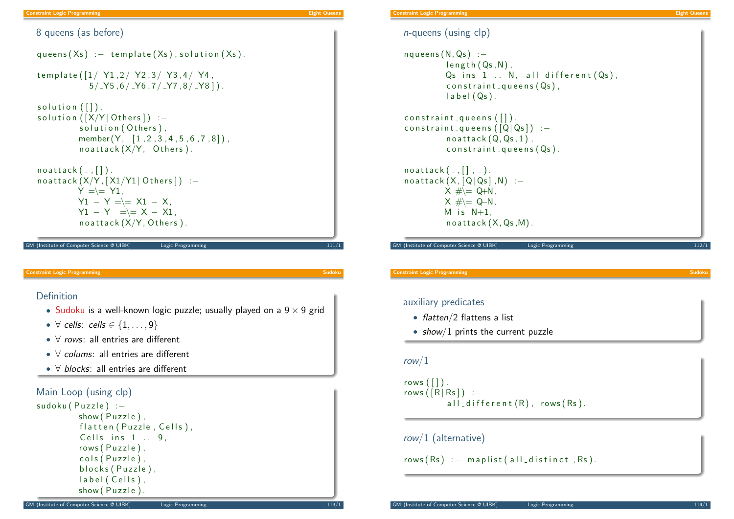## 8 queens (as before)

```
queens(Xs) :- template(Xs), solution(Xs).

template([1/_Y1,2/_Y2,3/_Y3,4/_Y4,
          5/_Y5,6/_Y6,7/_Y7,8/_Y8]).

solution([]).
solution([X/Y|Others]) :-
        solution(Others),
        member(Y, [1,2,3,4,5,6,7,8]),
        noattack(X/Y, Others).

noattack(_,[]).
noattack(X/Y,[X1/Y1|Others]) :-
        Y =\= Y1,
        Y1 - Y =\= X1 - X,
        Y1 - Y  =\= X - X1,
        noattack(X/Y,Others).
```

## *n*-queens (using clp)

```
nqueens(N,Qs) :-
        length(Qs,N),
        Qs ins 1 .. N, all_different(Qs),
        constraint_queens(Qs),
        label(Qs).

constraint_queens([]).
constraint_queens([Q|Qs]) :-
        noattack(Q,Qs,1),
        constraint_queens(Qs).

noattack(_,[],_).
noattack(X,[Q|Qs],N) :-
        X #\= Q+N,
        X #\= Q-N,
        M is N+1,
        noattack(X,Qs,M).
```

## Definition

- Sudoku is a well-known logic puzzle; usually played on a $9 \times 9$ grid
- $\forall$ *cells*: *cells* $\in \{1, \ldots, 9\}$
- $\forall$ *rows*: all entries are different
- $\forall$ *colums*: all entries are different
- $\forall$ *blocks*: all entries are different

## Main Loop (using clp)

```
sudoku(Puzzle) :-
        show(Puzzle),
        flatten(Puzzle, Cells),
        Cells ins 1 .. 9,
        rows(Puzzle),
        cols(Puzzle),
        blocks(Puzzle),
        label(Cells),
        show(Puzzle).
```

## auxiliary predicates

- *flatten*/2 flattens a list
- *show*/1 prints the current puzzle

## *row*/1

```
rows([]).
rows([R|Rs]) :-
        all_different(R), rows(Rs).
```

## *row*/1 (alternative)

```
rows(Rs) :- maplist(all_distinct,Rs).
```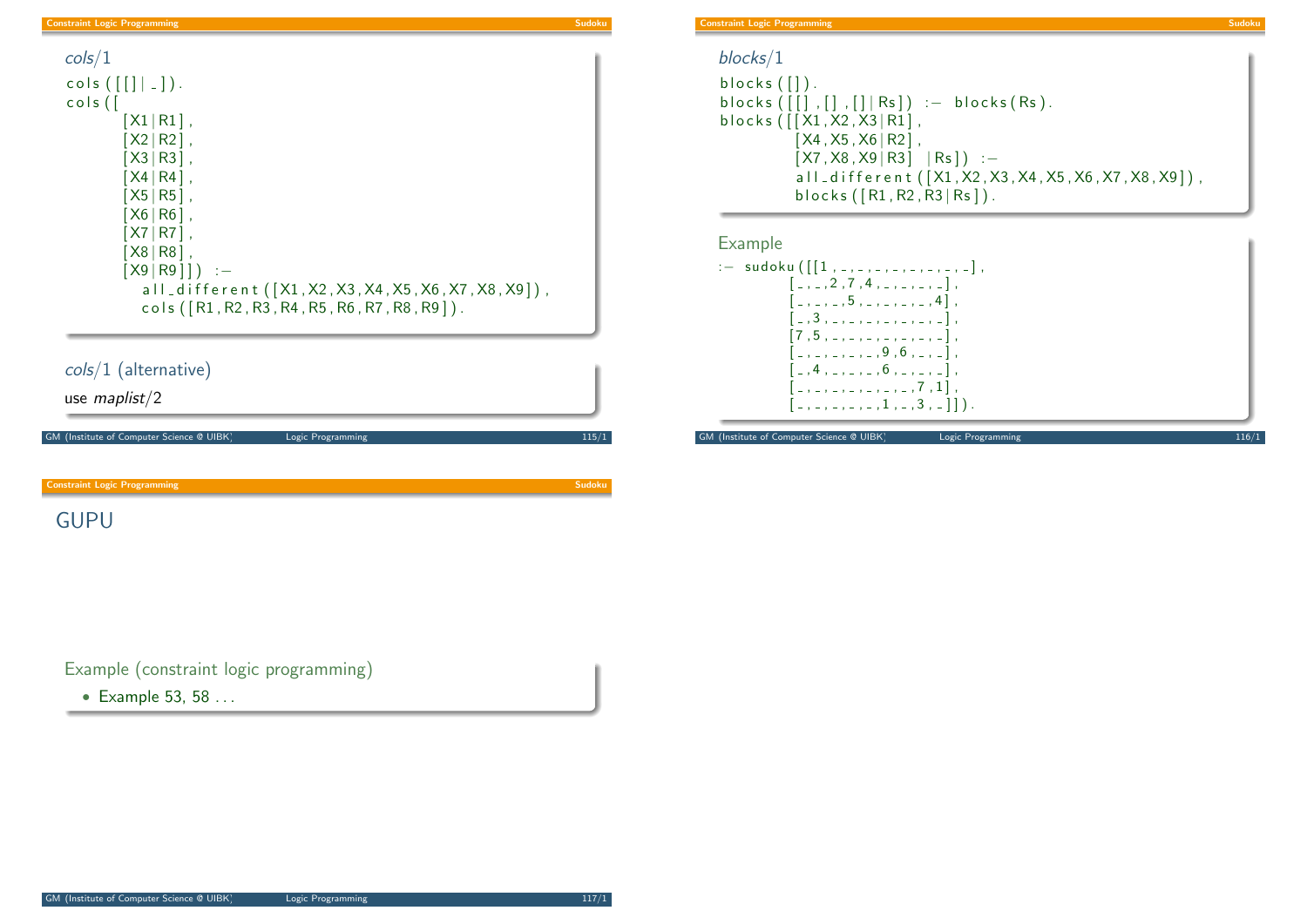### cols/1

```
cols([[]|_]).
cols([
      [X1|R1],
      [X2|R2],
      [X3|R3],
      [X4|R4],
      [X5|R5],
      [X6|R6],
      [X7|R7],
      [X8|R8],
      [X9|R9]]) :-
        all_different([X1,X2,X3,X4,X5,X6,X7,X8,X9]),
        cols([R1,R2,R3,R4,R5,R6,R7,R8,R9]).
```

### cols/1 (alternative)

use *maplist/2*

### blocks/1

```
blocks([]).
blocks([[],[],[]|Rs]) :- blocks(Rs).
blocks([[X1,X2,X3|R1],
        [X4,X5,X6|R2],
        [X7,X8,X9|R3] |Rs]) :-
        all_different([X1,X2,X3,X4,X5,X6,X7,X8,X9]),
        blocks([R1,R2,R3|Rs]).
```

### Example

```
:- sudoku([[1,_,_,_,_,_,_,_,_],
        [_,_,2,7,4,_,_,_,_],
        [_,_,_,5,_,_,_,_,4],
        [_,3,_,_,_,_,_,_,_],
        [7,5,_,_,_,_,_,_,_],
        [_,_,_,_,_,9,6,_,_],
        [_,4,_,_,_,6,_,_,_],
        [_,_,_,_,_,_,_,7,1],
        [_,_,_,_,_,1,_,3,_]]).
```

## GUPU

### Example (constraint logic programming)

- Example 53, 58 ...